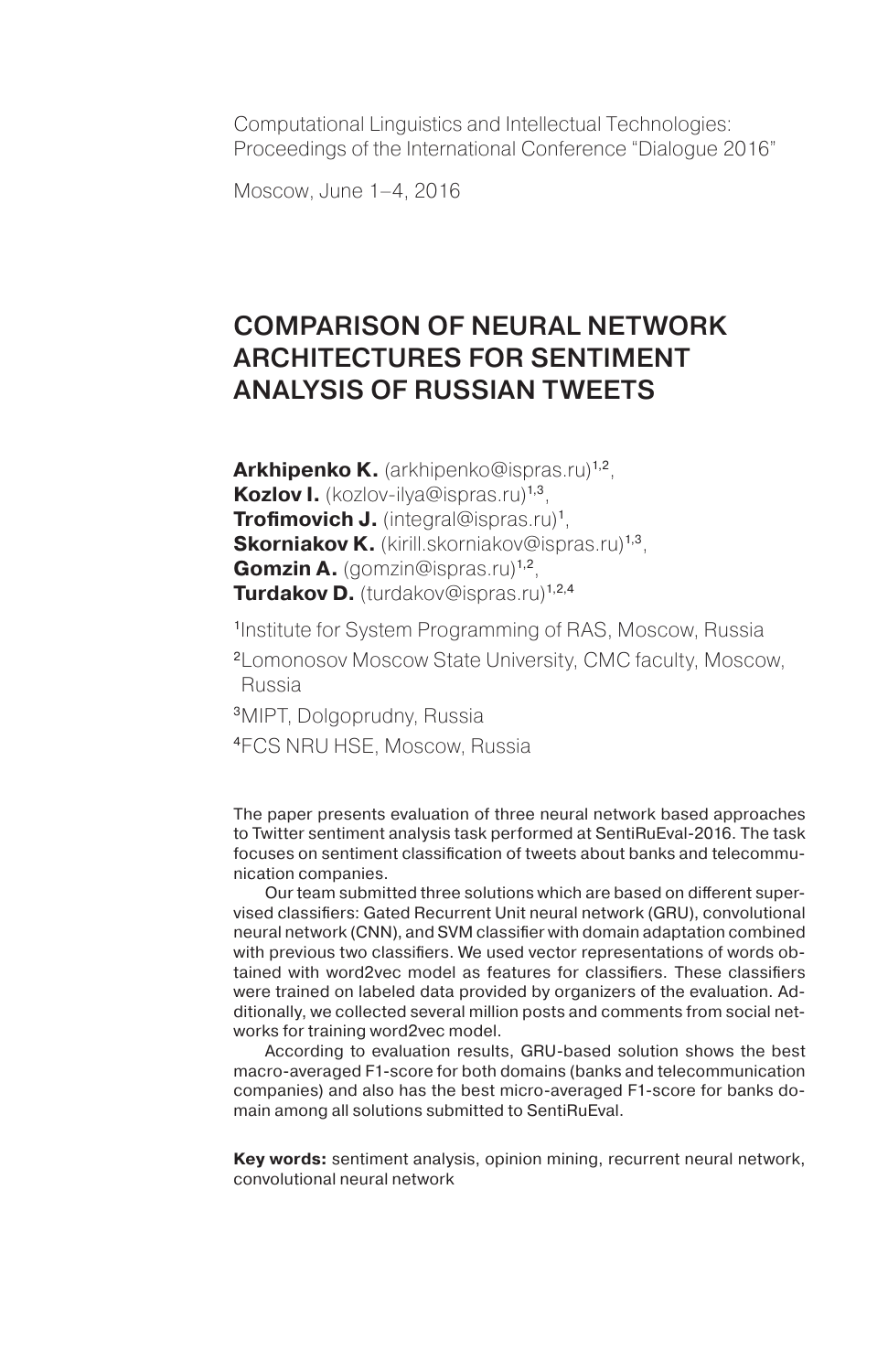Computational Linguistics and Intellectual Technologies: Proceedings of the International Conference "Dialogue 2016"

Moscow, June 1–4, 2016

# COMPARISON OF NEURAL NETWORK ARCHITECTURES FOR SENTIMENT ANALYSIS OF RUSSIAN TWEETS

**Arkhipenko K.** (arkhipenko@ispras.ru)[1,2],
**Kozlov I.** (kozlov-ilya@ispras.ru)[1,3],
**Trofimovich J.** (integral@ispras.ru)[1],
**Skorniakov K.** (kirill.skorniakov@ispras.ru)[1,3],
**Gomzin A.** (gomzin@ispras.ru)[1,2],
**Turdakov D.** (turdakov@ispras.ru)[1,2,4]

[1]Institute for System Programming of RAS, Moscow, Russia

[2]Lomonosov Moscow State University, CMC faculty, Moscow, Russia

[3]MIPT, Dolgoprudny, Russia

[4]FCS NRU HSE, Moscow, Russia

The paper presents evaluation of three neural network based approaches to Twitter sentiment analysis task performed at SentiRuEval-2016. The task focuses on sentiment classification of tweets about banks and telecommunication companies.

Our team submitted three solutions which are based on different supervised classifiers: Gated Recurrent Unit neural network (GRU), convolutional neural network (CNN), and SVM classifier with domain adaptation combined with previous two classifiers. We used vector representations of words obtained with word2vec model as features for classifiers. These classifiers were trained on labeled data provided by organizers of the evaluation. Additionally, we collected several million posts and comments from social networks for training word2vec model.

According to evaluation results, GRU-based solution shows the best macro-averaged F1-score for both domains (banks and telecommunication companies) and also has the best micro-averaged F1-score for banks domain among all solutions submitted to SentiRuEval.

**Key words:** sentiment analysis, opinion mining, recurrent neural network, convolutional neural network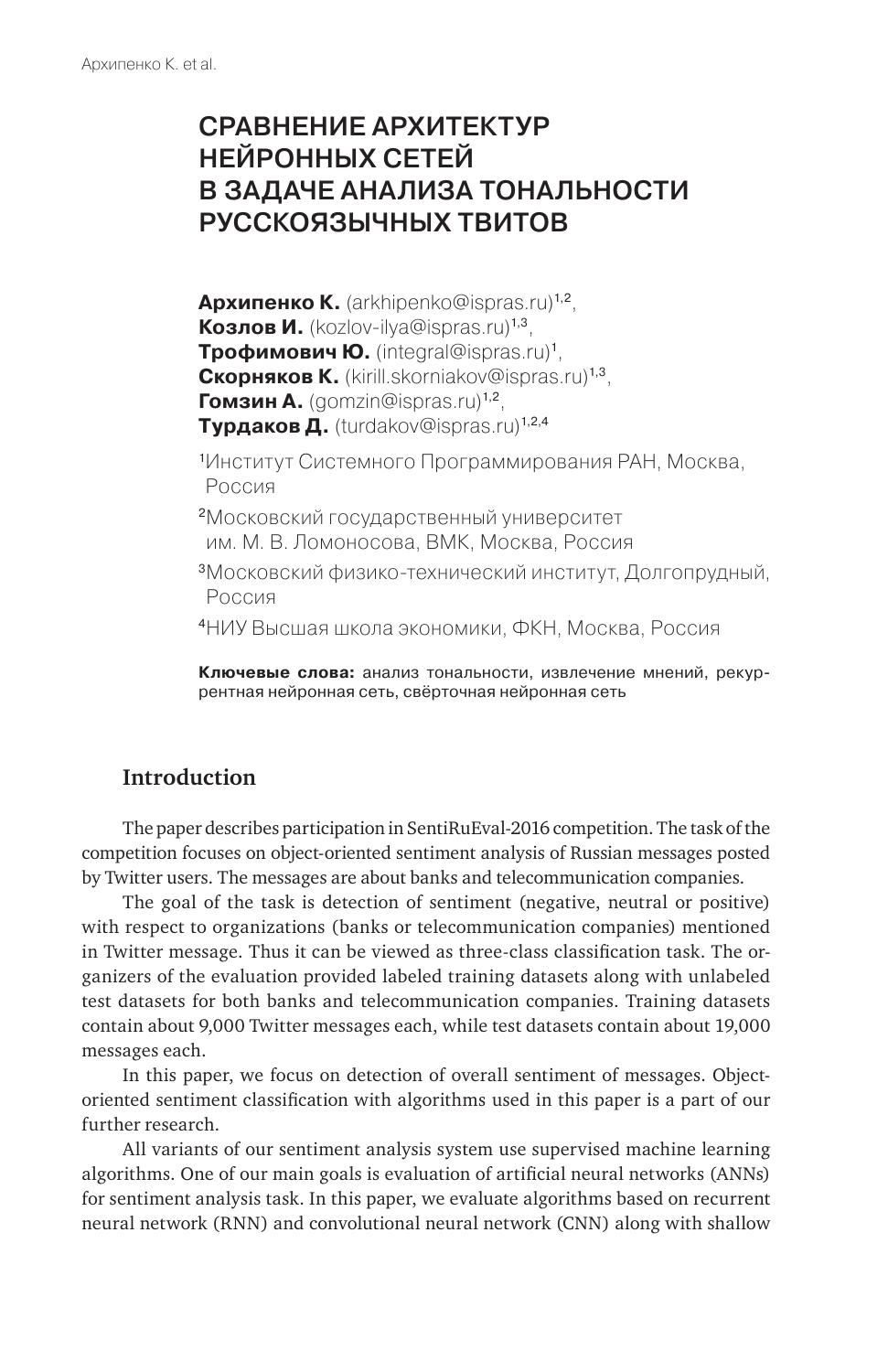# СРАВНЕНИЕ АРХИТЕКТУР НЕЙРОННЫХ СЕТЕЙ В ЗАДАЧЕ АНАЛИЗА ТОНАЛЬНОСТИ РУССКОЯЗЫЧНЫХ ТВИТОВ

**Архипенко К.** (arkhipenko@ispras.ru)[1,2],
**Козлов И.** (kozlov-ilya@ispras.ru)[1,3],
**Трофимович Ю.** (integral@ispras.ru)[1],
**Скорняков К.** (kirill.skorniakov@ispras.ru)[1,3],
**Гомзин А.** (gomzin@ispras.ru)[1,2],
**Турдаков Д.** (turdakov@ispras.ru)[1,2,4]

[1]Институт Системного Программирования РАН, Москва, Россия

[2]Московский государственный университет им. М. В. Ломоносова, ВМК, Москва, Россия

[3]Московский физико-технический институт, Долгопрудный, Россия

[4]НИУ Высшая школа экономики, ФКН, Москва, Россия

**Ключевые слова:** анализ тональности, извлечение мнений, рекуррентная нейронная сеть, свёрточная нейронная сеть

## Introduction

The paper describes participation in SentiRuEval-2016 competition. The task of the competition focuses on object-oriented sentiment analysis of Russian messages posted by Twitter users. The messages are about banks and telecommunication companies.

The goal of the task is detection of sentiment (negative, neutral or positive) with respect to organizations (banks or telecommunication companies) mentioned in Twitter message. Thus it can be viewed as three-class classification task. The organizers of the evaluation provided labeled training datasets along with unlabeled test datasets for both banks and telecommunication companies. Training datasets contain about 9,000 Twitter messages each, while test datasets contain about 19,000 messages each.

In this paper, we focus on detection of overall sentiment of messages. Object-oriented sentiment classification with algorithms used in this paper is a part of our further research.

All variants of our sentiment analysis system use supervised machine learning algorithms. One of our main goals is evaluation of artificial neural networks (ANNs) for sentiment analysis task. In this paper, we evaluate algorithms based on recurrent neural network (RNN) and convolutional neural network (CNN) along with shallow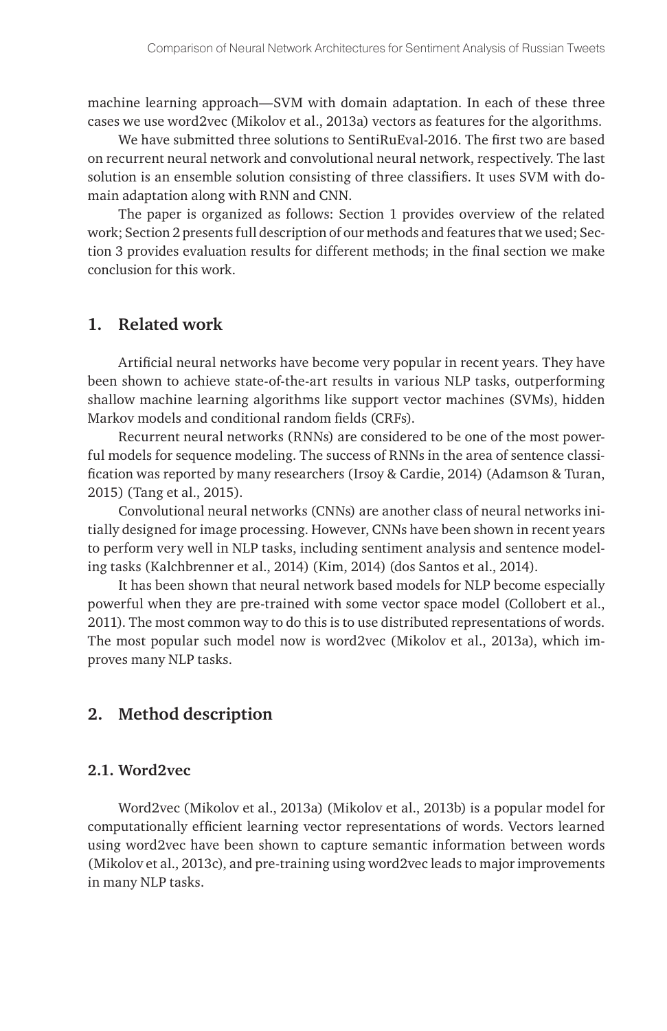machine learning approach—SVM with domain adaptation. In each of these three cases we use word2vec (Mikolov et al., 2013a) vectors as features for the algorithms.

We have submitted three solutions to SentiRuEval-2016. The first two are based on recurrent neural network and convolutional neural network, respectively. The last solution is an ensemble solution consisting of three classifiers. It uses SVM with domain adaptation along with RNN and CNN.

The paper is organized as follows: Section 1 provides overview of the related work; Section 2 presents full description of our methods and features that we used; Section 3 provides evaluation results for different methods; in the final section we make conclusion for this work.

## 1. Related work

Artificial neural networks have become very popular in recent years. They have been shown to achieve state-of-the-art results in various NLP tasks, outperforming shallow machine learning algorithms like support vector machines (SVMs), hidden Markov models and conditional random fields (CRFs).

Recurrent neural networks (RNNs) are considered to be one of the most powerful models for sequence modeling. The success of RNNs in the area of sentence classification was reported by many researchers (Irsoy & Cardie, 2014) (Adamson & Turan, 2015) (Tang et al., 2015).

Convolutional neural networks (CNNs) are another class of neural networks initially designed for image processing. However, CNNs have been shown in recent years to perform very well in NLP tasks, including sentiment analysis and sentence modeling tasks (Kalchbrenner et al., 2014) (Kim, 2014) (dos Santos et al., 2014).

It has been shown that neural network based models for NLP become especially powerful when they are pre-trained with some vector space model (Collobert et al., 2011). The most common way to do this is to use distributed representations of words. The most popular such model now is word2vec (Mikolov et al., 2013a), which improves many NLP tasks.

## 2. Method description

### 2.1. Word2vec

Word2vec (Mikolov et al., 2013a) (Mikolov et al., 2013b) is a popular model for computationally efficient learning vector representations of words. Vectors learned using word2vec have been shown to capture semantic information between words (Mikolov et al., 2013c), and pre-training using word2vec leads to major improvements in many NLP tasks.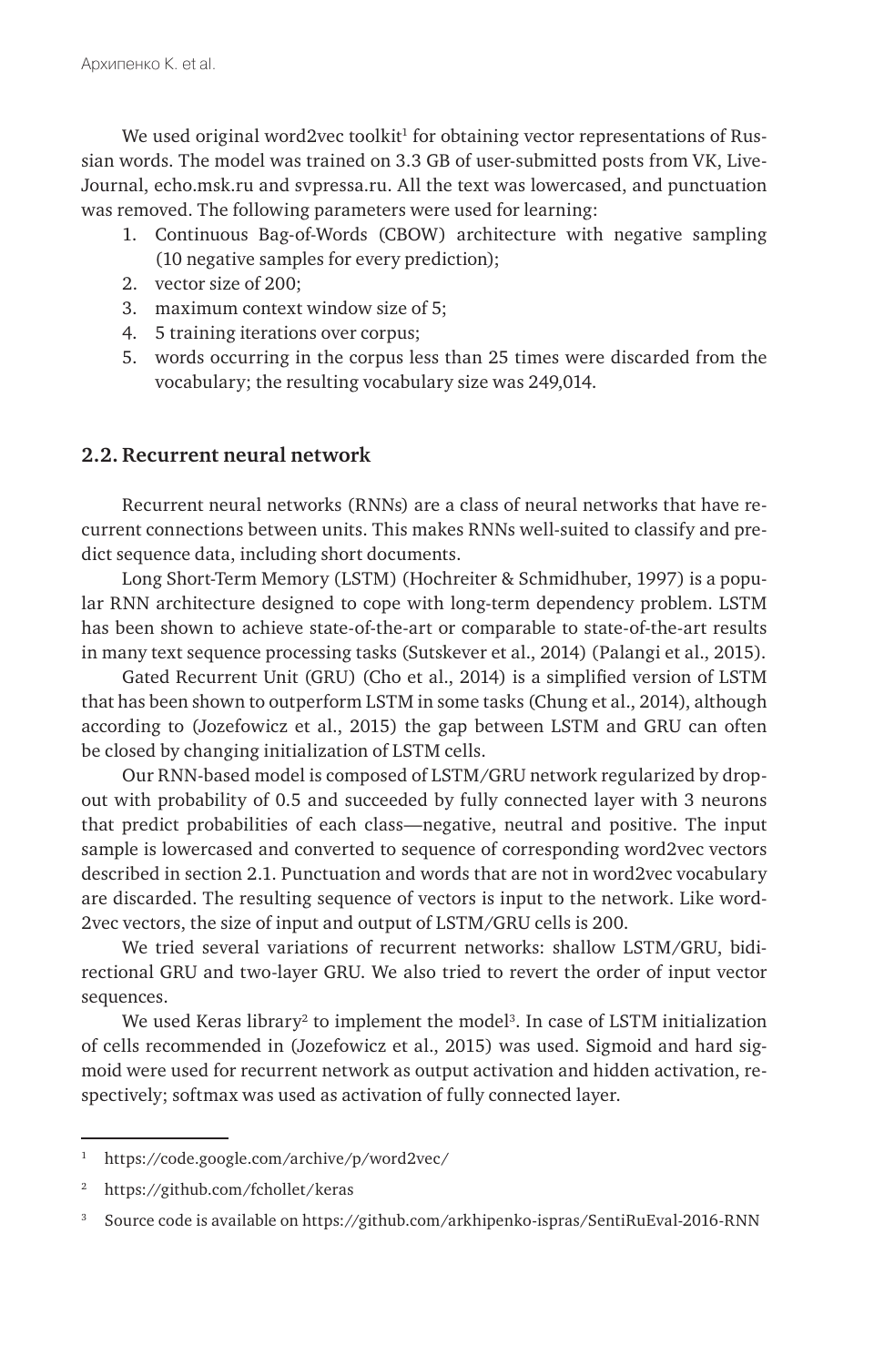We used original word2vec toolkit[1] for obtaining vector representations of Russian words. The model was trained on 3.3 GB of user-submitted posts from VK, LiveJournal, echo.msk.ru and svpressa.ru. All the text was lowercased, and punctuation was removed. The following parameters were used for learning:

1. Continuous Bag-of-Words (CBOW) architecture with negative sampling (10 negative samples for every prediction);
2. vector size of 200;
3. maximum context window size of 5;
4. 5 training iterations over corpus;
5. words occurring in the corpus less than 25 times were discarded from the vocabulary; the resulting vocabulary size was 249,014.

## 2.2. Recurrent neural network

Recurrent neural networks (RNNs) are a class of neural networks that have recurrent connections between units. This makes RNNs well-suited to classify and predict sequence data, including short documents.

Long Short-Term Memory (LSTM) (Hochreiter & Schmidhuber, 1997) is a popular RNN architecture designed to cope with long-term dependency problem. LSTM has been shown to achieve state-of-the-art or comparable to state-of-the-art results in many text sequence processing tasks (Sutskever et al., 2014) (Palangi et al., 2015).

Gated Recurrent Unit (GRU) (Cho et al., 2014) is a simplified version of LSTM that has been shown to outperform LSTM in some tasks (Chung et al., 2014), although according to (Jozefowicz et al., 2015) the gap between LSTM and GRU can often be closed by changing initialization of LSTM cells.

Our RNN-based model is composed of LSTM/GRU network regularized by dropout with probability of 0.5 and succeeded by fully connected layer with 3 neurons that predict probabilities of each class—negative, neutral and positive. The input sample is lowercased and converted to sequence of corresponding word2vec vectors described in section 2.1. Punctuation and words that are not in word2vec vocabulary are discarded. The resulting sequence of vectors is input to the network. Like word2vec vectors, the size of input and output of LSTM/GRU cells is 200.

We tried several variations of recurrent networks: shallow LSTM/GRU, bidirectional GRU and two-layer GRU. We also tried to revert the order of input vector sequences.

We used Keras library[2] to implement the model[3]. In case of LSTM initialization of cells recommended in (Jozefowicz et al., 2015) was used. Sigmoid and hard sigmoid were used for recurrent network as output activation and hidden activation, respectively; softmax was used as activation of fully connected layer.

---

[1] https://code.google.com/archive/p/word2vec/

[2] https://github.com/fchollet/keras

[3] Source code is available on https://github.com/arkhipenko-ispras/SentiRuEval-2016-RNN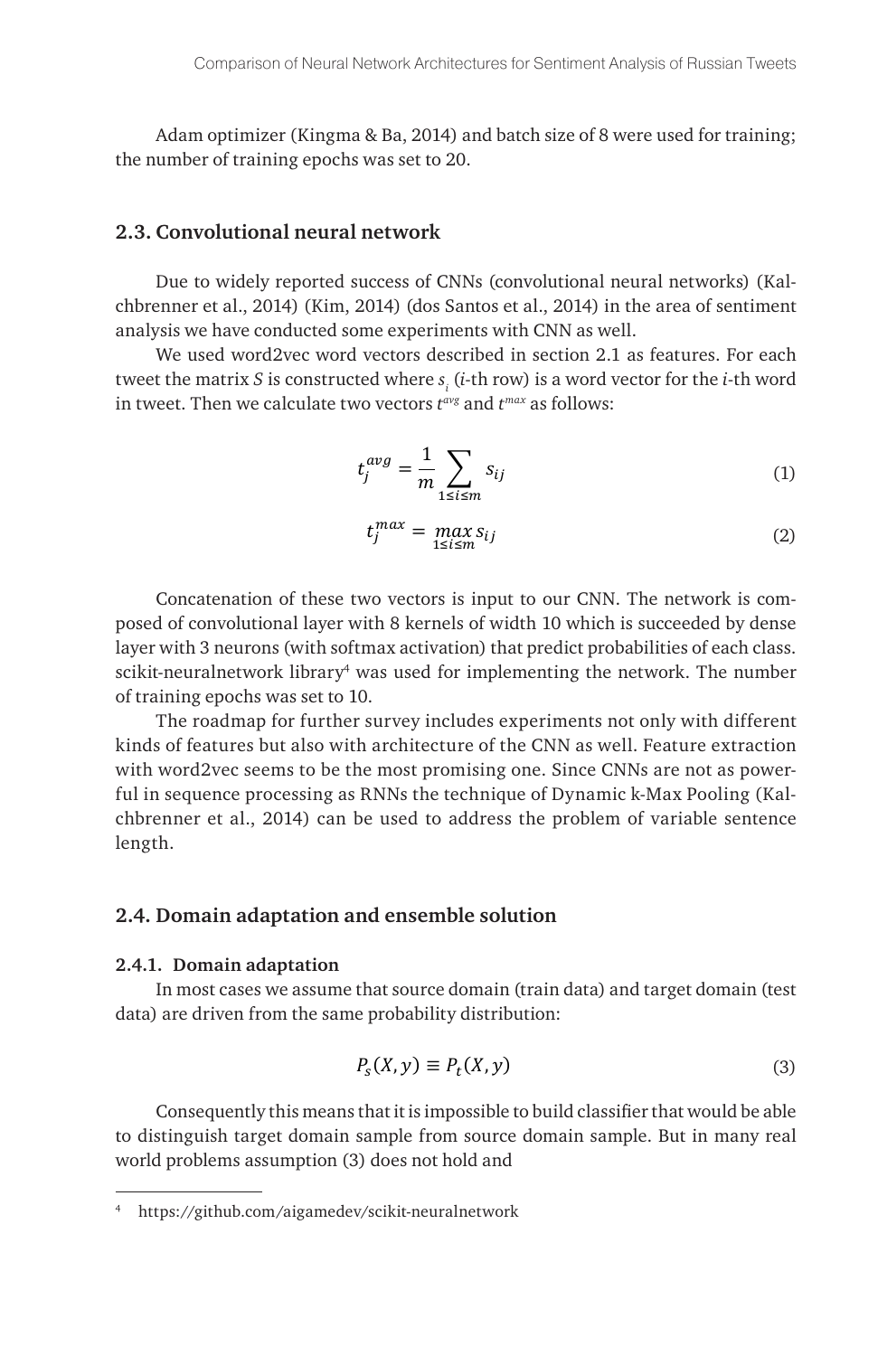Adam optimizer (Kingma & Ba, 2014) and batch size of 8 were used for training; the number of training epochs was set to 20.

### 2.3. Convolutional neural network

Due to widely reported success of CNNs (convolutional neural networks) (Kalchbrenner et al., 2014) (Kim, 2014) (dos Santos et al., 2014) in the area of sentiment analysis we have conducted some experiments with CNN as well.

We used word2vec word vectors described in section 2.1 as features. For each tweet the matrix $S$ is constructed where $s_i$ ($i$-th row) is a word vector for the $i$-th word in tweet. Then we calculate two vectors $t^{avg}$ and $t^{max}$ as follows:

$$t_j^{avg} = \frac{1}{m} \sum_{1 \leq i \leq m} s_{ij} \tag{1}$$

$$t_j^{max} = \max_{1 \leq i \leq m} s_{ij} \tag{2}$$

Concatenation of these two vectors is input to our CNN. The network is composed of convolutional layer with 8 kernels of width 10 which is succeeded by dense layer with 3 neurons (with softmax activation) that predict probabilities of each class. scikit-neuralnetwork library[4] was used for implementing the network. The number of training epochs was set to 10.

The roadmap for further survey includes experiments not only with different kinds of features but also with architecture of the CNN as well. Feature extraction with word2vec seems to be the most promising one. Since CNNs are not as powerful in sequence processing as RNNs the technique of Dynamic k-Max Pooling (Kalchbrenner et al., 2014) can be used to address the problem of variable sentence length.

### 2.4. Domain adaptation and ensemble solution

#### 2.4.1. Domain adaptation

In most cases we assume that source domain (train data) and target domain (test data) are driven from the same probability distribution:

$$P_s(X, y) \equiv P_t(X, y) \tag{3}$$

Consequently this means that it is impossible to build classifier that would be able to distinguish target domain sample from source domain sample. But in many real world problems assumption (3) does not hold and

[4] https://github.com/aigamedev/scikit-neuralnetwork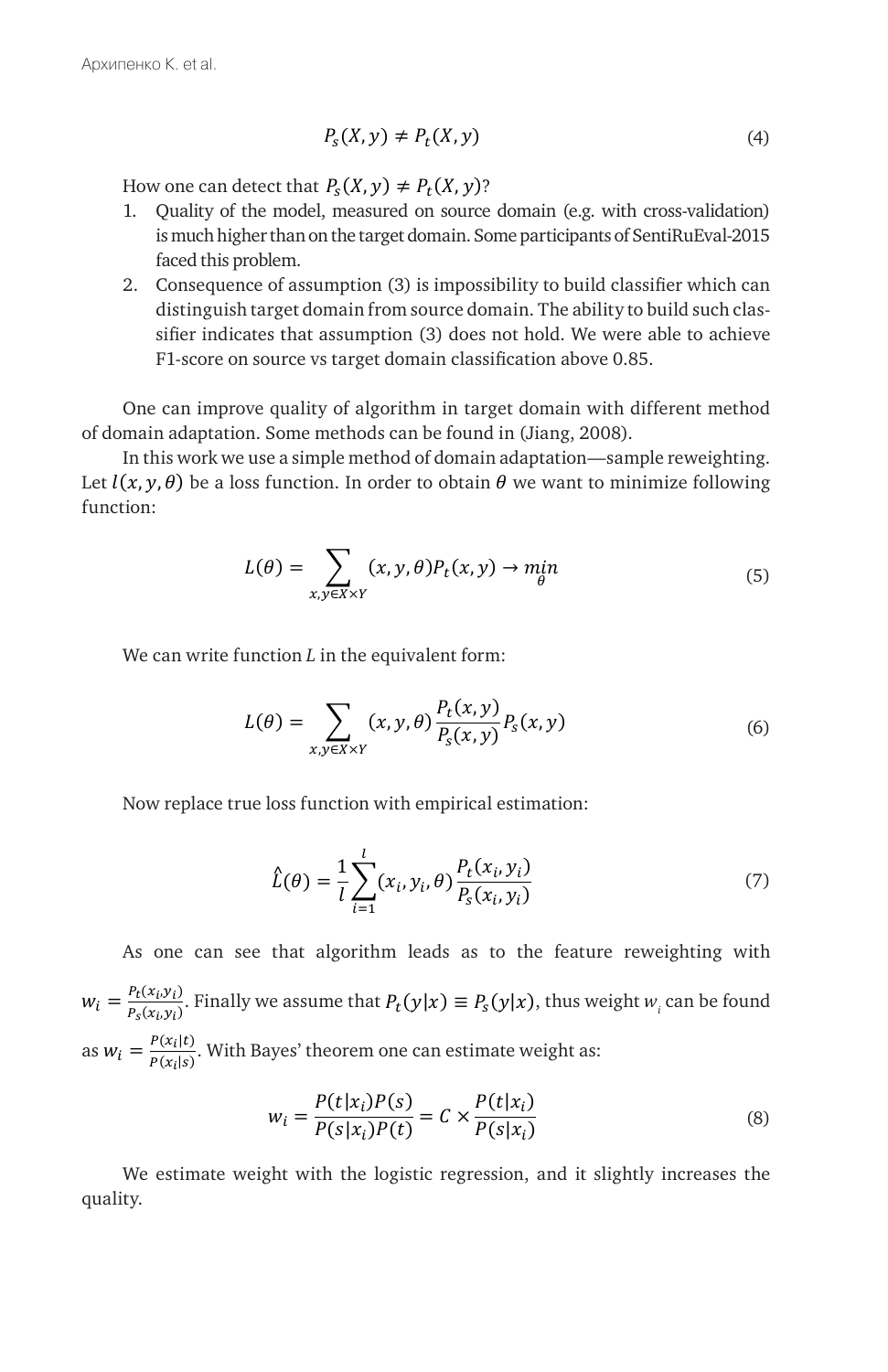$$P_s(X, y) \neq P_t(X, y) \tag{4}$$

How one can detect that $P_s(X, y) \neq P_t(X, y)$?

1. Quality of the model, measured on source domain (e.g. with cross-validation) is much higher than on the target domain. Some participants of SentiRuEval-2015 faced this problem.
2. Consequence of assumption (3) is impossibility to build classifier which can distinguish target domain from source domain. The ability to build such classifier indicates that assumption (3) does not hold. We were able to achieve F1-score on source vs target domain classification above 0.85.

One can improve quality of algorithm in target domain with different method of domain adaptation. Some methods can be found in (Jiang, 2008).

In this work we use a simple method of domain adaptation—sample reweighting. Let $l(x, y, \theta)$ be a loss function. In order to obtain $\theta$ we want to minimize following function:

$$L(\theta) = \sum_{x,y \in X \times Y} (x, y, \theta) P_t(x, y) \to \min_{\theta} \tag{5}$$

We can write function $L$ in the equivalent form:

$$L(\theta) = \sum_{x,y \in X \times Y} (x, y, \theta) \frac{P_t(x, y)}{P_s(x, y)} P_s(x, y) \tag{6}$$

Now replace true loss function with empirical estimation:

$$\hat{L}(\theta) = \frac{1}{l} \sum_{i=1}^{l} (x_i, y_i, \theta) \frac{P_t(x_i, y_i)}{P_s(x_i, y_i)} \tag{7}$$

As one can see that algorithm leads as to the feature reweighting with $w_i = \frac{P_t(x_i, y_i)}{P_s(x_i, y_i)}$. Finally we assume that $P_t(y|x) \equiv P_s(y|x)$, thus weight $w_i$ can be found as $w_i = \frac{P(x_i|t)}{P(x_i|s)}$. With Bayes' theorem one can estimate weight as:

$$w_i = \frac{P(t|x_i)P(s)}{P(s|x_i)P(t)} = C \times \frac{P(t|x_i)}{P(s|x_i)} \tag{8}$$

We estimate weight with the logistic regression, and it slightly increases the quality.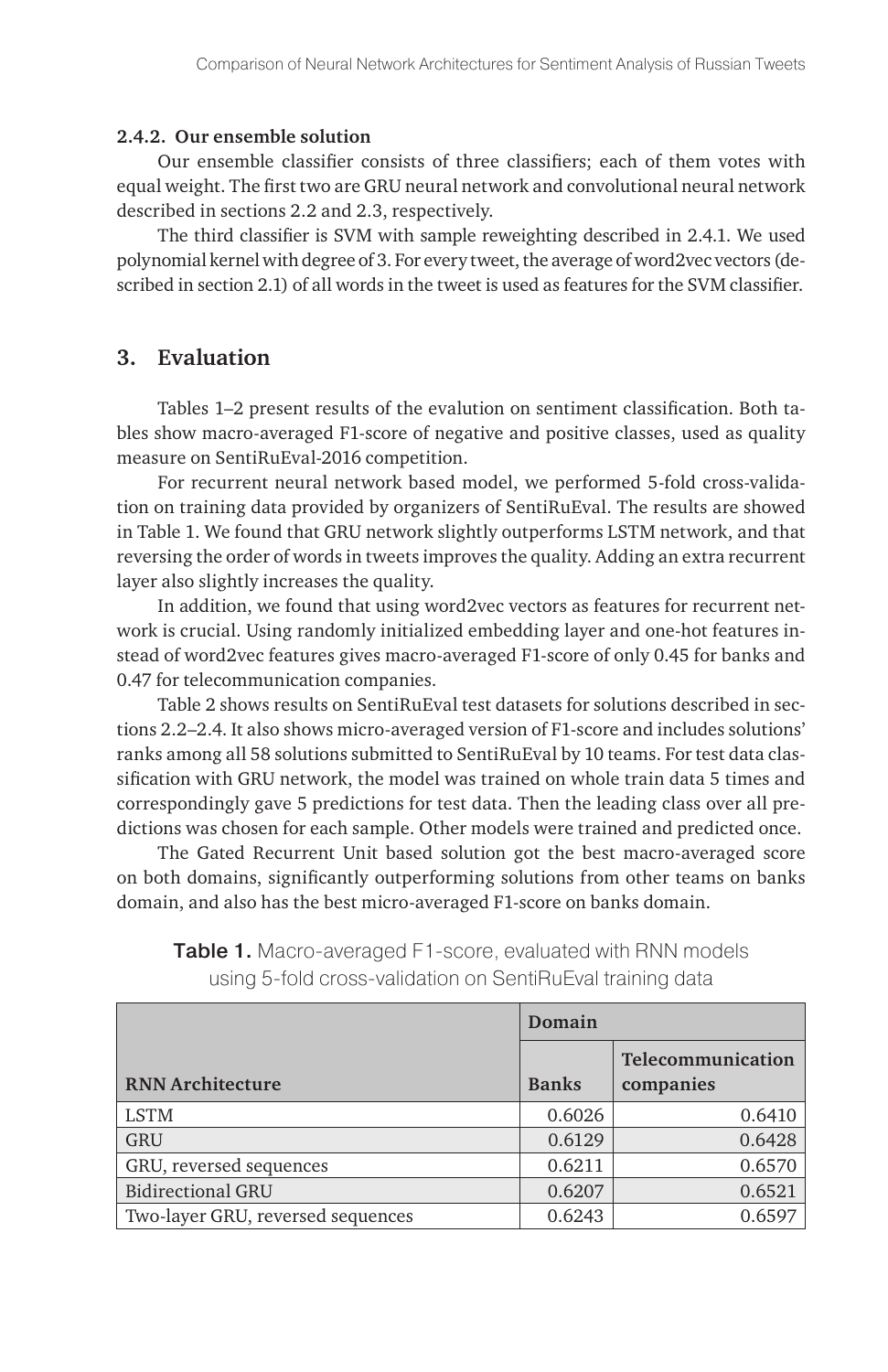#### 2.4.2. Our ensemble solution

Our ensemble classifier consists of three classifiers; each of them votes with equal weight. The first two are GRU neural network and convolutional neural network described in sections 2.2 and 2.3, respectively.

The third classifier is SVM with sample reweighting described in 2.4.1. We used polynomial kernel with degree of 3. For every tweet, the average of word2vec vectors (described in section 2.1) of all words in the tweet is used as features for the SVM classifier.

## 3. Evaluation

Tables 1–2 present results of the evalution on sentiment classification. Both tables show macro-averaged F1-score of negative and positive classes, used as quality measure on SentiRuEval-2016 competition.

For recurrent neural network based model, we performed 5-fold cross-validation on training data provided by organizers of SentiRuEval. The results are showed in Table 1. We found that GRU network slightly outperforms LSTM network, and that reversing the order of words in tweets improves the quality. Adding an extra recurrent layer also slightly increases the quality.

In addition, we found that using word2vec vectors as features for recurrent network is crucial. Using randomly initialized embedding layer and one-hot features instead of word2vec features gives macro-averaged F1-score of only 0.45 for banks and 0.47 for telecommunication companies.

Table 2 shows results on SentiRuEval test datasets for solutions described in sections 2.2–2.4. It also shows micro-averaged version of F1-score and includes solutions' ranks among all 58 solutions submitted to SentiRuEval by 10 teams. For test data classification with GRU network, the model was trained on whole train data 5 times and correspondingly gave 5 predictions for test data. Then the leading class over all predictions was chosen for each sample. Other models were trained and predicted once.

The Gated Recurrent Unit based solution got the best macro-averaged score on both domains, significantly outperforming solutions from other teams on banks domain, and also has the best micro-averaged F1-score on banks domain.

**Table 1.** Macro-averaged F1-score, evaluated with RNN models using 5-fold cross-validation on SentiRuEval training data

| | Domain | |
|---|---|---|
| **RNN Architecture** | **Banks** | **Telecommunication companies** |
| LSTM | 0.6026 | 0.6410 |
| GRU | 0.6129 | 0.6428 |
| GRU, reversed sequences | 0.6211 | 0.6570 |
| Bidirectional GRU | 0.6207 | 0.6521 |
| Two-layer GRU, reversed sequences | 0.6243 | 0.6597 |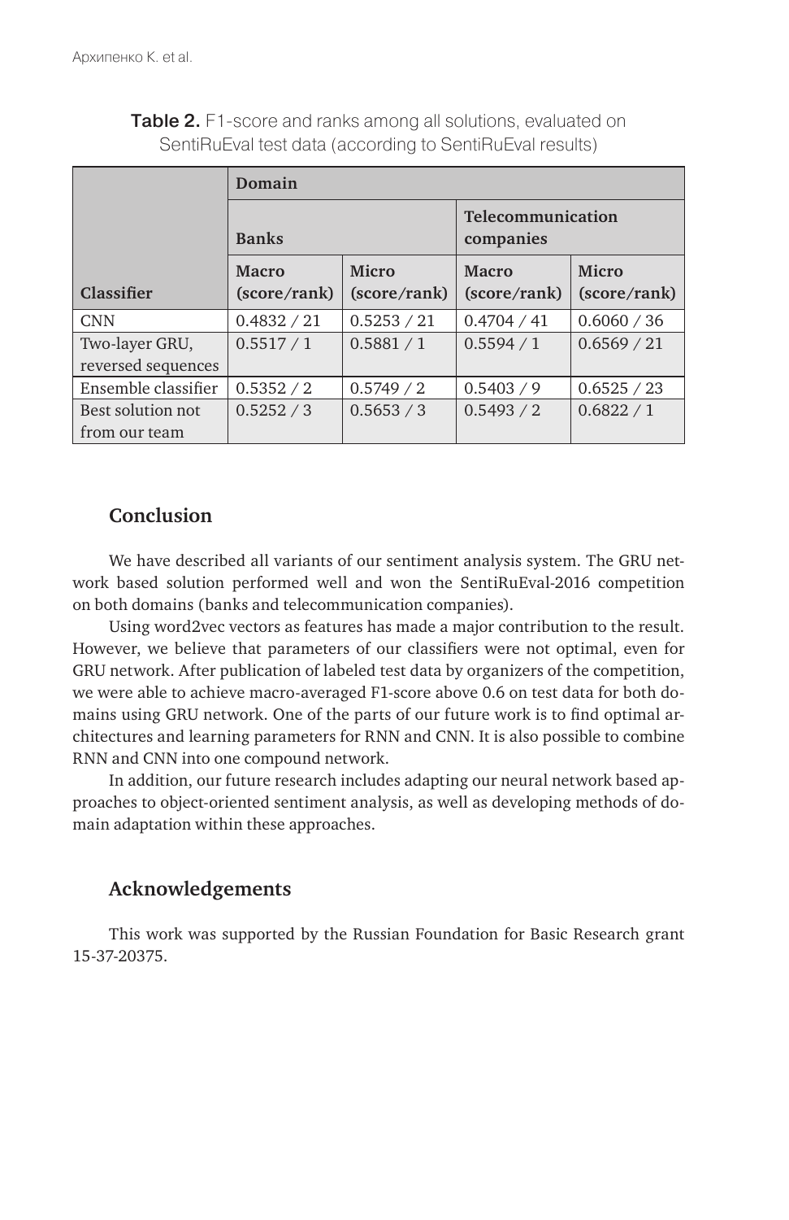**Table 2.** F1-score and ranks among all solutions, evaluated on SentiRuEval test data (according to SentiRuEval results)

| Classifier | Domain | | | |
|---|---|---|---|---|
| | Banks | | Telecommunication companies | |
| | Macro (score/rank) | Micro (score/rank) | Macro (score/rank) | Micro (score/rank) |
| CNN | 0.4832 / 21 | 0.5253 / 21 | 0.4704 / 41 | 0.6060 / 36 |
| Two-layer GRU, reversed sequences | 0.5517 / 1 | 0.5881 / 1 | 0.5594 / 1 | 0.6569 / 21 |
| Ensemble classifier | 0.5352 / 2 | 0.5749 / 2 | 0.5403 / 9 | 0.6525 / 23 |
| Best solution not from our team | 0.5252 / 3 | 0.5653 / 3 | 0.5493 / 2 | 0.6822 / 1 |

## Conclusion

We have described all variants of our sentiment analysis system. The GRU network based solution performed well and won the SentiRuEval-2016 competition on both domains (banks and telecommunication companies).

Using word2vec vectors as features has made a major contribution to the result. However, we believe that parameters of our classifiers were not optimal, even for GRU network. After publication of labeled test data by organizers of the competition, we were able to achieve macro-averaged F1-score above 0.6 on test data for both domains using GRU network. One of the parts of our future work is to find optimal architectures and learning parameters for RNN and CNN. It is also possible to combine RNN and CNN into one compound network.

In addition, our future research includes adapting our neural network based approaches to object-oriented sentiment analysis, as well as developing methods of domain adaptation within these approaches.

## Acknowledgements

This work was supported by the Russian Foundation for Basic Research grant 15-37-20375.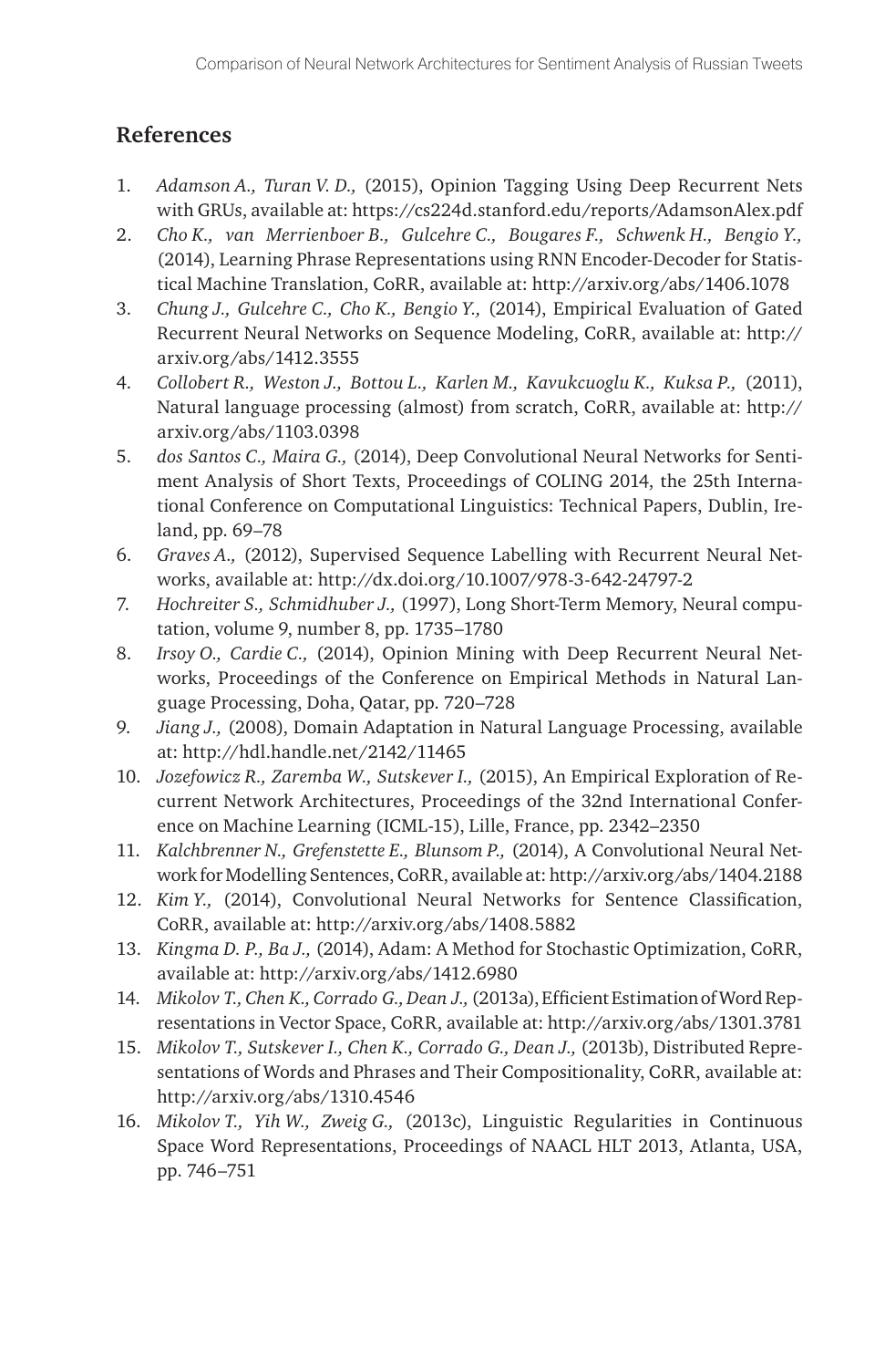## References

1. *Adamson A., Turan V. D.,* (2015), Opinion Tagging Using Deep Recurrent Nets with GRUs, available at: https://cs224d.stanford.edu/reports/AdamsonAlex.pdf
2. *Cho K., van Merrienboer B., Gulcehre C., Bougares F., Schwenk H., Bengio Y.,* (2014), Learning Phrase Representations using RNN Encoder-Decoder for Statistical Machine Translation, CoRR, available at: http://arxiv.org/abs/1406.1078
3. *Chung J., Gulcehre C., Cho K., Bengio Y.,* (2014), Empirical Evaluation of Gated Recurrent Neural Networks on Sequence Modeling, CoRR, available at: http://arxiv.org/abs/1412.3555
4. *Collobert R., Weston J., Bottou L., Karlen M., Kavukcuoglu K., Kuksa P.,* (2011), Natural language processing (almost) from scratch, CoRR, available at: http://arxiv.org/abs/1103.0398
5. *dos Santos C., Maira G.,* (2014), Deep Convolutional Neural Networks for Sentiment Analysis of Short Texts, Proceedings of COLING 2014, the 25th International Conference on Computational Linguistics: Technical Papers, Dublin, Ireland, pp. 69–78
6. *Graves A.,* (2012), Supervised Sequence Labelling with Recurrent Neural Networks, available at: http://dx.doi.org/10.1007/978-3-642-24797-2
7. *Hochreiter S., Schmidhuber J.,* (1997), Long Short-Term Memory, Neural computation, volume 9, number 8, pp. 1735–1780
8. *Irsoy O., Cardie C.,* (2014), Opinion Mining with Deep Recurrent Neural Networks, Proceedings of the Conference on Empirical Methods in Natural Language Processing, Doha, Qatar, pp. 720–728
9. *Jiang J.,* (2008), Domain Adaptation in Natural Language Processing, available at: http://hdl.handle.net/2142/11465
10. *Jozefowicz R., Zaremba W., Sutskever I.,* (2015), An Empirical Exploration of Recurrent Network Architectures, Proceedings of the 32nd International Conference on Machine Learning (ICML-15), Lille, France, pp. 2342–2350
11. *Kalchbrenner N., Grefenstette E., Blunsom P.,* (2014), A Convolutional Neural Network for Modelling Sentences, CoRR, available at: http://arxiv.org/abs/1404.2188
12. *Kim Y.,* (2014), Convolutional Neural Networks for Sentence Classification, CoRR, available at: http://arxiv.org/abs/1408.5882
13. *Kingma D. P., Ba J.,* (2014), Adam: A Method for Stochastic Optimization, CoRR, available at: http://arxiv.org/abs/1412.6980
14. *Mikolov T., Chen K., Corrado G., Dean J.,* (2013a), Efficient Estimation of Word Representations in Vector Space, CoRR, available at: http://arxiv.org/abs/1301.3781
15. *Mikolov T., Sutskever I., Chen K., Corrado G., Dean J.,* (2013b), Distributed Representations of Words and Phrases and Their Compositionality, CoRR, available at: http://arxiv.org/abs/1310.4546
16. *Mikolov T., Yih W., Zweig G.,* (2013c), Linguistic Regularities in Continuous Space Word Representations, Proceedings of NAACL HLT 2013, Atlanta, USA, pp. 746–751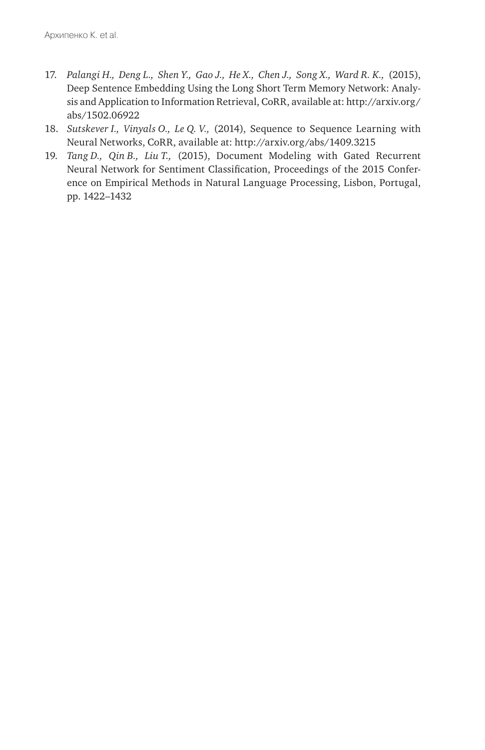17. *Palangi H., Deng L., Shen Y., Gao J., He X., Chen J., Song X., Ward R. K.,* (2015), Deep Sentence Embedding Using the Long Short Term Memory Network: Analysis and Application to Information Retrieval, CoRR, available at: http://arxiv.org/abs/1502.06922
18. *Sutskever I., Vinyals O., Le Q. V.,* (2014), Sequence to Sequence Learning with Neural Networks, CoRR, available at: http://arxiv.org/abs/1409.3215
19. *Tang D., Qin B., Liu T.,* (2015), Document Modeling with Gated Recurrent Neural Network for Sentiment Classification, Proceedings of the 2015 Conference on Empirical Methods in Natural Language Processing, Lisbon, Portugal, pp. 1422–1432